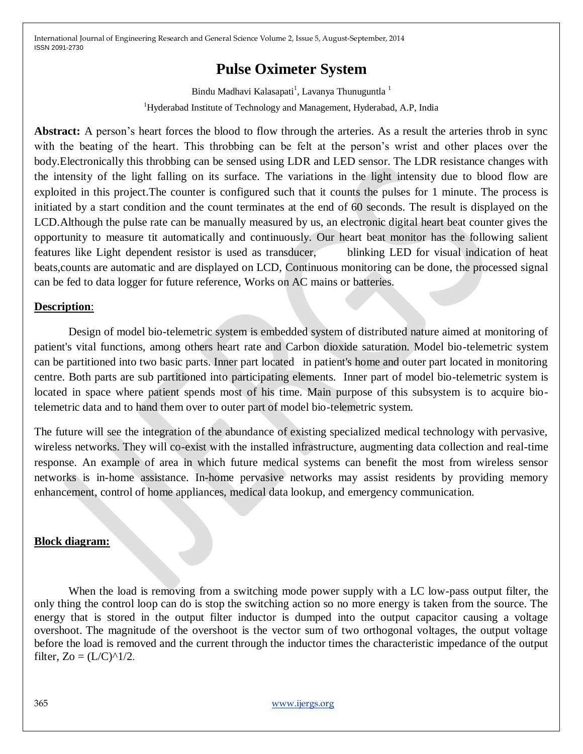# Pulse Oximeter System

Bindu Madhavi Kalasapati[1], Lavanya Thunuguntla [1]

[1]Hyderabad Institute of Technology and Management, Hyderabad, A.P, India

**Abstract:** A person's heart forces the blood to flow through the arteries. As a result the arteries throb in sync with the beating of the heart. This throbbing can be felt at the person's wrist and other places over the body.Electronically this throbbing can be sensed using LDR and LED sensor. The LDR resistance changes with the intensity of the light falling on its surface. The variations in the light intensity due to blood flow are exploited in this project.The counter is configured such that it counts the pulses for 1 minute. The process is initiated by a start condition and the count terminates at the end of 60 seconds. The result is displayed on the LCD.Although the pulse rate can be manually measured by us, an electronic digital heart beat counter gives the opportunity to measure tit automatically and continuously. Our heart beat monitor has the following salient features like Light dependent resistor is used as transducer, blinking LED for visual indication of heat beats,counts are automatic and are displayed on LCD, Continuous monitoring can be done, the processed signal can be fed to data logger for future reference, Works on AC mains or batteries.

## Description:

Design of model bio-telemetric system is embedded system of distributed nature aimed at monitoring of patient's vital functions, among others heart rate and Carbon dioxide saturation. Model bio-telemetric system can be partitioned into two basic parts. Inner part located in patient's home and outer part located in monitoring centre. Both parts are sub partitioned into participating elements. Inner part of model bio-telemetric system is located in space where patient spends most of his time. Main purpose of this subsystem is to acquire bio-telemetric data and to hand them over to outer part of model bio-telemetric system.

The future will see the integration of the abundance of existing specialized medical technology with pervasive, wireless networks. They will co-exist with the installed infrastructure, augmenting data collection and real-time response. An example of area in which future medical systems can benefit the most from wireless sensor networks is in-home assistance. In-home pervasive networks may assist residents by providing memory enhancement, control of home appliances, medical data lookup, and emergency communication.

## Block diagram:

When the load is removing from a switching mode power supply with a LC low-pass output filter, the only thing the control loop can do is stop the switching action so no more energy is taken from the source. The energy that is stored in the output filter inductor is dumped into the output capacitor causing a voltage overshoot. The magnitude of the overshoot is the vector sum of two orthogonal voltages, the output voltage before the load is removed and the current through the inductor times the characteristic impedance of the output filter, $Zo = (L/C)^{1/2}$.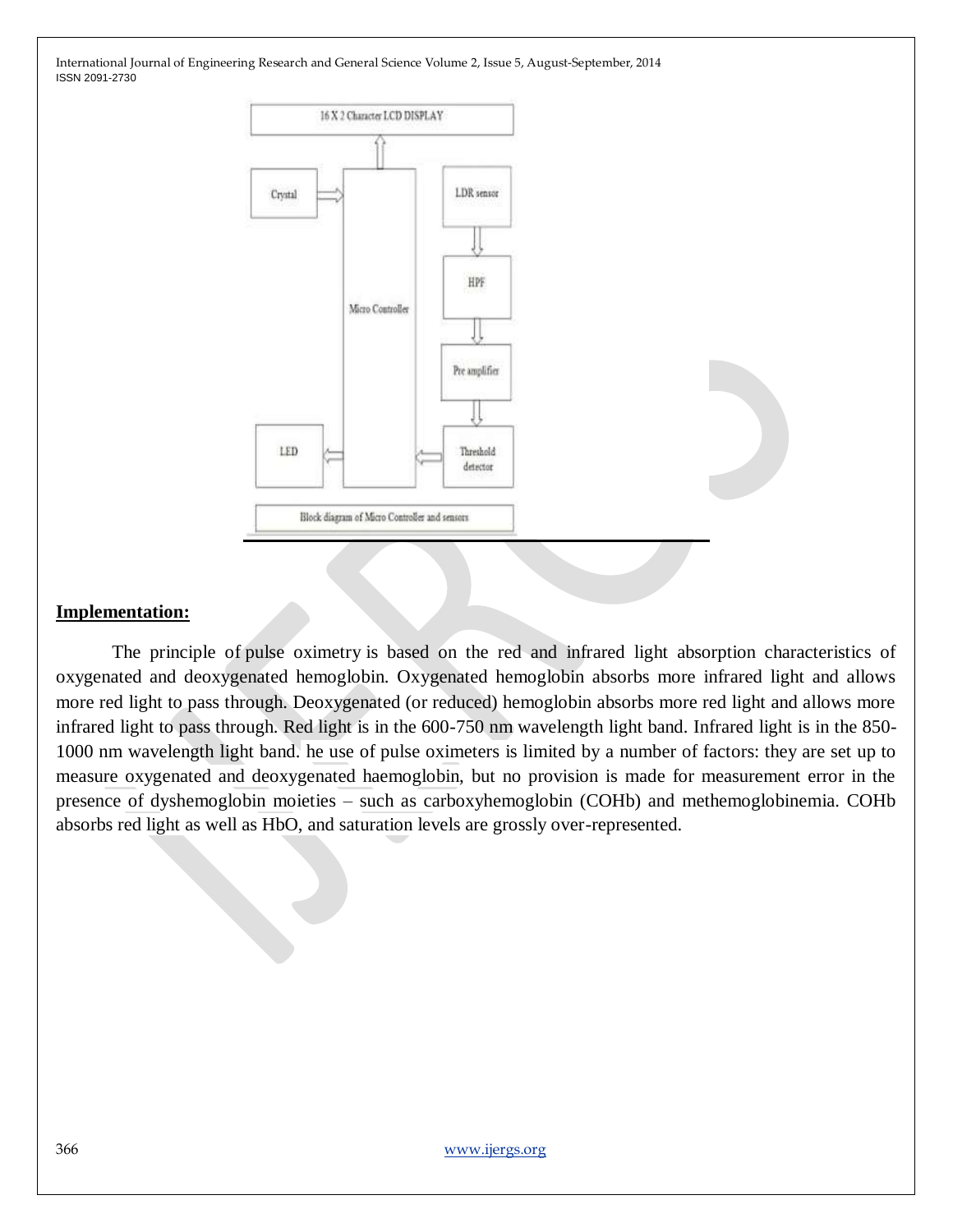16 X 2 Character LCD DISPLAY

Crystal

Micro Controller

LDR sensor

HPF

Pre amplifier

LED

Threshold detector

Block diagram of Micro Controller and sensors

## Implementation:

The principle of pulse oximetry is based on the red and infrared light absorption characteristics of oxygenated and deoxygenated hemoglobin. Oxygenated hemoglobin absorbs more infrared light and allows more red light to pass through. Deoxygenated (or reduced) hemoglobin absorbs more red light and allows more infrared light to pass through. Red light is in the 600-750 nm wavelength light band. Infrared light is in the 850-1000 nm wavelength light band. he use of pulse oximeters is limited by a number of factors: they are set up to measure oxygenated and deoxygenated haemoglobin, but no provision is made for measurement error in the presence of dyshemoglobin moieties – such as carboxyhemoglobin (COHb) and methemoglobinemia. COHb absorbs red light as well as HbO, and saturation levels are grossly over-represented.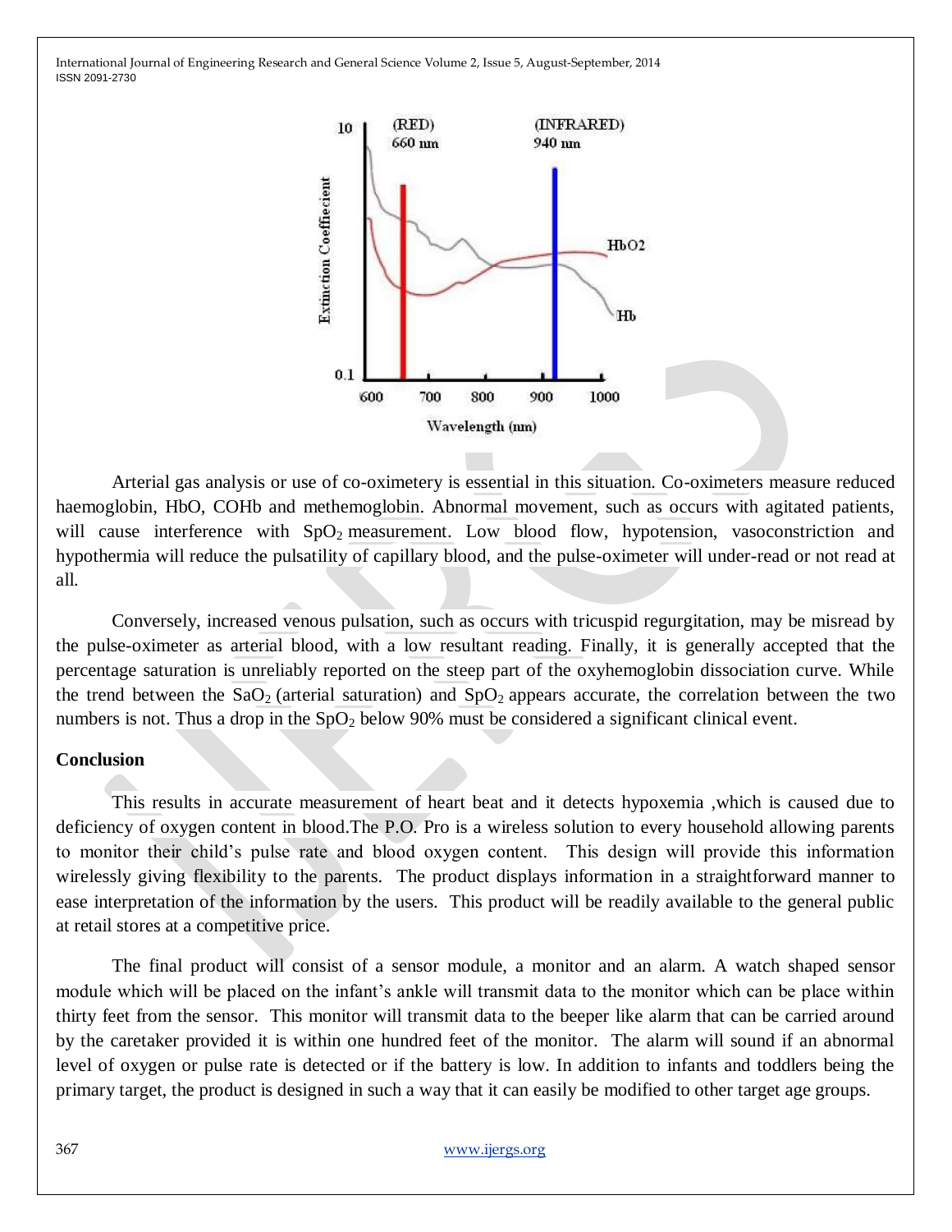Arterial gas analysis or use of co-oximetery is essential in this situation. Co-oximeters measure reduced haemoglobin, HbO, COHb and methemoglobin. Abnormal movement, such as occurs with agitated patients, will cause interference with $SpO_2$ measurement. Low blood flow, hypotension, vasoconstriction and hypothermia will reduce the pulsatility of capillary blood, and the pulse-oximeter will under-read or not read at all.

Conversely, increased venous pulsation, such as occurs with tricuspid regurgitation, may be misread by the pulse-oximeter as arterial blood, with a low resultant reading. Finally, it is generally accepted that the percentage saturation is unreliably reported on the steep part of the oxyhemoglobin dissociation curve. While the trend between the $SaO_2$ (arterial saturation) and $SpO_2$ appears accurate, the correlation between the two numbers is not. Thus a drop in the $SpO_2$ below 90% must be considered a significant clinical event.

## Conclusion

This results in accurate measurement of heart beat and it detects hypoxemia ,which is caused due to deficiency of oxygen content in blood.The P.O. Pro is a wireless solution to every household allowing parents to monitor their child's pulse rate and blood oxygen content. This design will provide this information wirelessly giving flexibility to the parents. The product displays information in a straightforward manner to ease interpretation of the information by the users. This product will be readily available to the general public at retail stores at a competitive price.

The final product will consist of a sensor module, a monitor and an alarm. A watch shaped sensor module which will be placed on the infant's ankle will transmit data to the monitor which can be place within thirty feet from the sensor. This monitor will transmit data to the beeper like alarm that can be carried around by the caretaker provided it is within one hundred feet of the monitor. The alarm will sound if an abnormal level of oxygen or pulse rate is detected or if the battery is low. In addition to infants and toddlers being the primary target, the product is designed in such a way that it can easily be modified to other target age groups.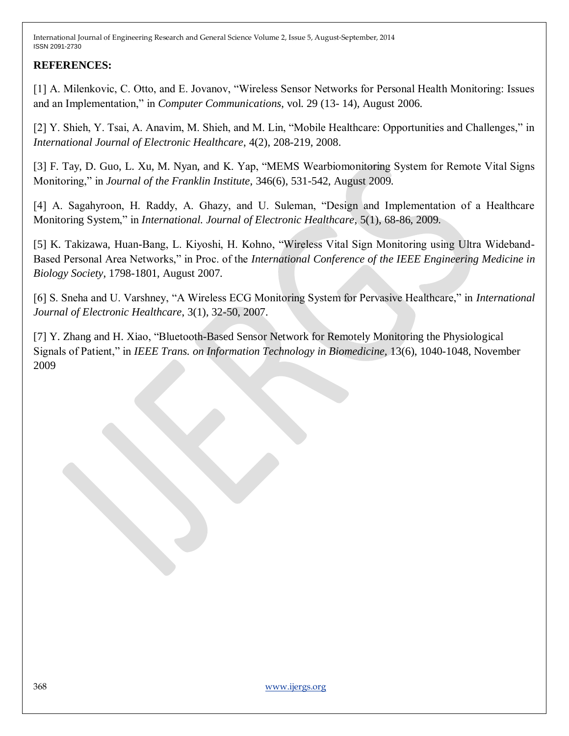**REFERENCES:**

[1] A. Milenkovic, C. Otto, and E. Jovanov, "Wireless Sensor Networks for Personal Health Monitoring: Issues and an Implementation," in *Computer Communications*, vol. 29 (13- 14), August 2006.

[2] Y. Shieh, Y. Tsai, A. Anavim, M. Shieh, and M. Lin, "Mobile Healthcare: Opportunities and Challenges," in *International Journal of Electronic Healthcare*, 4(2), 208-219, 2008.

[3] F. Tay, D. Guo, L. Xu, M. Nyan, and K. Yap, "MEMS Wearbiomonitoring System for Remote Vital Signs Monitoring," in *Journal of the Franklin Institute*, 346(6), 531-542, August 2009.

[4] A. Sagahyroon, H. Raddy, A. Ghazy, and U. Suleman, "Design and Implementation of a Healthcare Monitoring System," in *International. Journal of Electronic Healthcare*, 5(1), 68-86, 2009.

[5] K. Takizawa, Huan-Bang, L. Kiyoshi, H. Kohno, "Wireless Vital Sign Monitoring using Ultra Wideband-Based Personal Area Networks," in Proc. of the *International Conference of the IEEE Engineering Medicine in Biology Society*, 1798-1801, August 2007.

[6] S. Sneha and U. Varshney, "A Wireless ECG Monitoring System for Pervasive Healthcare," in *International Journal of Electronic Healthcare*, 3(1), 32-50, 2007.

[7] Y. Zhang and H. Xiao, "Bluetooth-Based Sensor Network for Remotely Monitoring the Physiological Signals of Patient," in *IEEE Trans. on Information Technology in Biomedicine*, 13(6), 1040-1048, November 2009